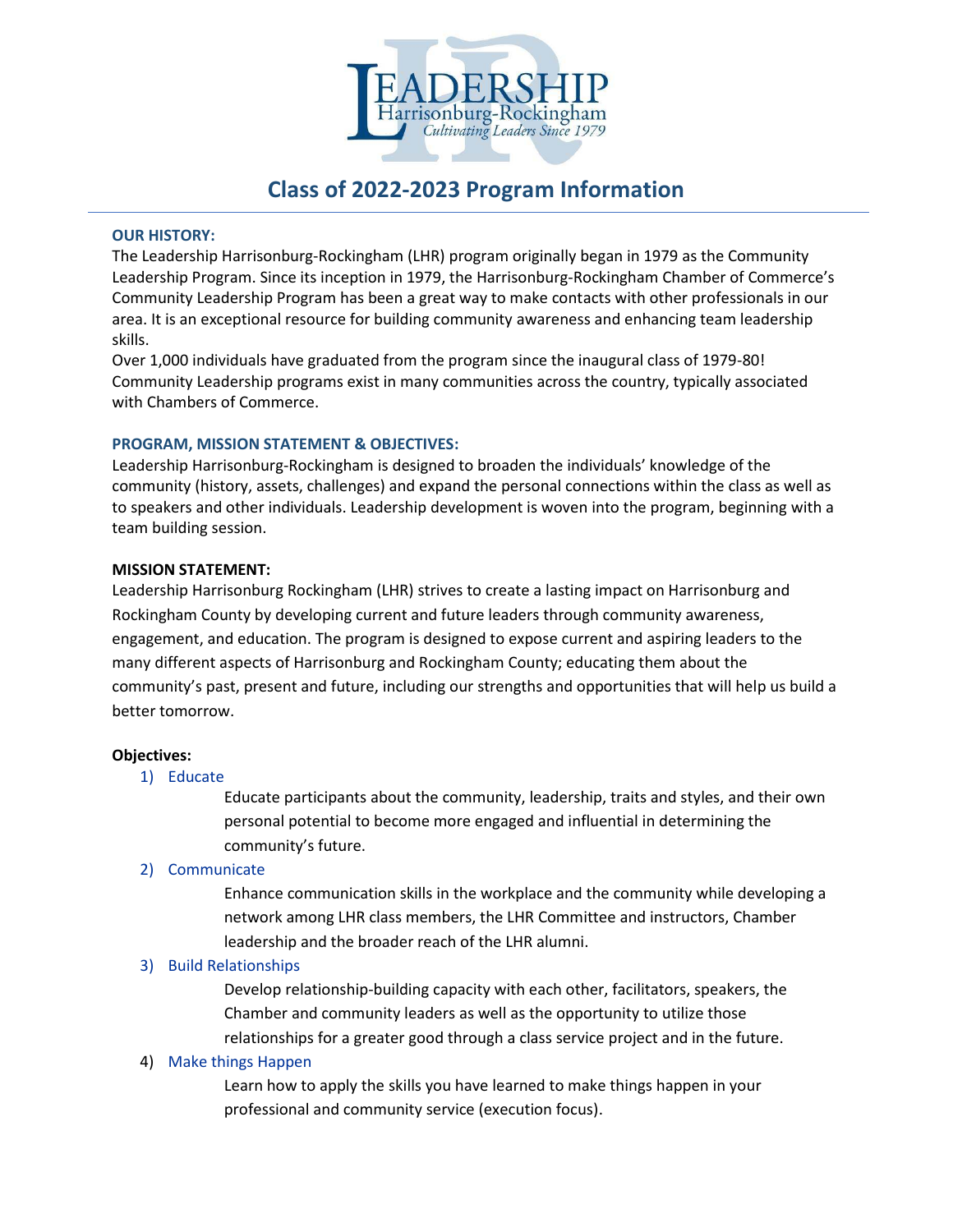LEADERSHIP
Harrisonburg-Rockingham
*Cultivating Leaders Since 1979*

# Class of 2022-2023 Program Information

**OUR HISTORY:**

The Leadership Harrisonburg-Rockingham (LHR) program originally began in 1979 as the Community Leadership Program. Since its inception in 1979, the Harrisonburg-Rockingham Chamber of Commerce's Community Leadership Program has been a great way to make contacts with other professionals in our area. It is an exceptional resource for building community awareness and enhancing team leadership skills.

Over 1,000 individuals have graduated from the program since the inaugural class of 1979-80! Community Leadership programs exist in many communities across the country, typically associated with Chambers of Commerce.

**PROGRAM, MISSION STATEMENT & OBJECTIVES:**

Leadership Harrisonburg-Rockingham is designed to broaden the individuals' knowledge of the community (history, assets, challenges) and expand the personal connections within the class as well as to speakers and other individuals. Leadership development is woven into the program, beginning with a team building session.

**MISSION STATEMENT:**

Leadership Harrisonburg Rockingham (LHR) strives to create a lasting impact on Harrisonburg and Rockingham County by developing current and future leaders through community awareness, engagement, and education. The program is designed to expose current and aspiring leaders to the many different aspects of Harrisonburg and Rockingham County; educating them about the community's past, present and future, including our strengths and opportunities that will help us build a better tomorrow.

**Objectives:**

1) Educate

   Educate participants about the community, leadership, traits and styles, and their own personal potential to become more engaged and influential in determining the community's future.

2) Communicate

   Enhance communication skills in the workplace and the community while developing a network among LHR class members, the LHR Committee and instructors, Chamber leadership and the broader reach of the LHR alumni.

3) Build Relationships

   Develop relationship-building capacity with each other, facilitators, speakers, the Chamber and community leaders as well as the opportunity to utilize those relationships for a greater good through a class service project and in the future.

4) Make things Happen

   Learn how to apply the skills you have learned to make things happen in your professional and community service (execution focus).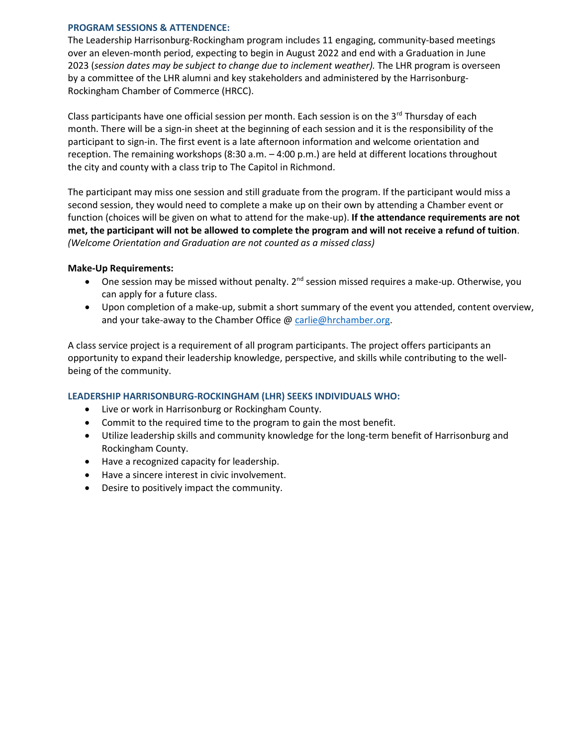## PROGRAM SESSIONS & ATTENDENCE:

The Leadership Harrisonburg-Rockingham program includes 11 engaging, community-based meetings over an eleven-month period, expecting to begin in August 2022 and end with a Graduation in June 2023 (*session dates may be subject to change due to inclement weather).* The LHR program is overseen by a committee of the LHR alumni and key stakeholders and administered by the Harrisonburg-Rockingham Chamber of Commerce (HRCC).

Class participants have one official session per month. Each session is on the 3rd Thursday of each month. There will be a sign-in sheet at the beginning of each session and it is the responsibility of the participant to sign-in. The first event is a late afternoon information and welcome orientation and reception. The remaining workshops (8:30 a.m. – 4:00 p.m.) are held at different locations throughout the city and county with a class trip to The Capitol in Richmond.

The participant may miss one session and still graduate from the program. If the participant would miss a second session, they would need to complete a make up on their own by attending a Chamber event or function (choices will be given on what to attend for the make-up). **If the attendance requirements are not met, the participant will not be allowed to complete the program and will not receive a refund of tuition**. *(Welcome Orientation and Graduation are not counted as a missed class)*

**Make-Up Requirements:**

- One session may be missed without penalty. 2nd session missed requires a make-up. Otherwise, you can apply for a future class.
- Upon completion of a make-up, submit a short summary of the event you attended, content overview, and your take-away to the Chamber Office @ carlie@hrchamber.org.

A class service project is a requirement of all program participants. The project offers participants an opportunity to expand their leadership knowledge, perspective, and skills while contributing to the well-being of the community.

## LEADERSHIP HARRISONBURG-ROCKINGHAM (LHR) SEEKS INDIVIDUALS WHO:

- Live or work in Harrisonburg or Rockingham County.
- Commit to the required time to the program to gain the most benefit.
- Utilize leadership skills and community knowledge for the long-term benefit of Harrisonburg and Rockingham County.
- Have a recognized capacity for leadership.
- Have a sincere interest in civic involvement.
- Desire to positively impact the community.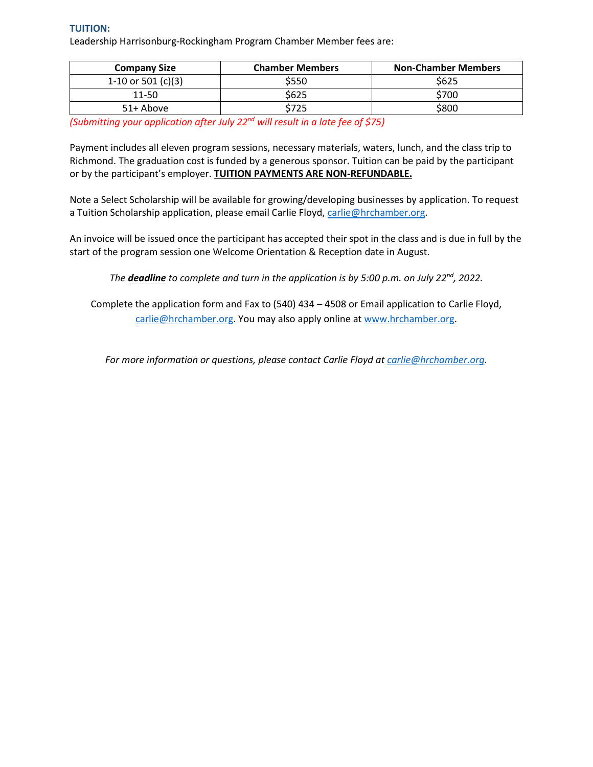**TUITION:**

Leadership Harrisonburg-Rockingham Program Chamber Member fees are:

| Company Size | Chamber Members | Non-Chamber Members |
|---|---|---|
| 1-10 or 501 (c)(3) | $550 | $625 |
| 11-50 | $625 | $700 |
| 51+ Above | $725 | $800 |

*(Submitting your application after July 22nd will result in a late fee of $75)*

Payment includes all eleven program sessions, necessary materials, waters, lunch, and the class trip to Richmond. The graduation cost is funded by a generous sponsor. Tuition can be paid by the participant or by the participant's employer. **TUITION PAYMENTS ARE NON-REFUNDABLE.**

Note a Select Scholarship will be available for growing/developing businesses by application. To request a Tuition Scholarship application, please email Carlie Floyd, carlie@hrchamber.org.

An invoice will be issued once the participant has accepted their spot in the class and is due in full by the start of the program session one Welcome Orientation & Reception date in August.

*The **deadline** to complete and turn in the application is by 5:00 p.m. on July 22nd, 2022.*

Complete the application form and Fax to (540) 434 – 4508 or Email application to Carlie Floyd, carlie@hrchamber.org. You may also apply online at www.hrchamber.org.

*For more information or questions, please contact Carlie Floyd at carlie@hrchamber.org.*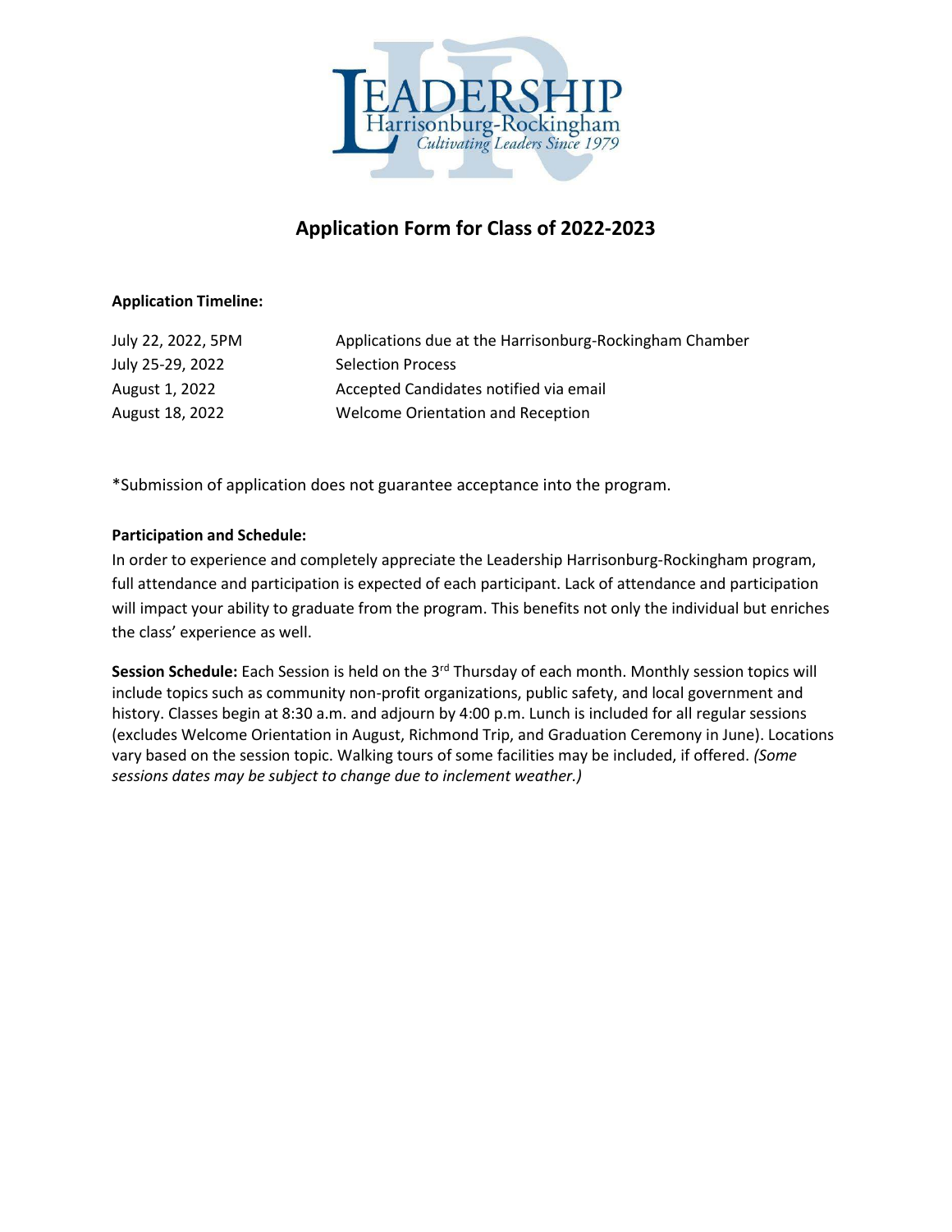LEADERSHIP
Harrisonburg-Rockingham
*Cultivating Leaders Since 1979*

## Application Form for Class of 2022-2023

**Application Timeline:**

| | |
|---|---|
| July 22, 2022, 5PM | Applications due at the Harrisonburg-Rockingham Chamber |
| July 25-29, 2022 | Selection Process |
| August 1, 2022 | Accepted Candidates notified via email |
| August 18, 2022 | Welcome Orientation and Reception |

*Submission of application does not guarantee acceptance into the program.

**Participation and Schedule:**

In order to experience and completely appreciate the Leadership Harrisonburg-Rockingham program, full attendance and participation is expected of each participant. Lack of attendance and participation will impact your ability to graduate from the program. This benefits not only the individual but enriches the class' experience as well.

**Session Schedule:** Each Session is held on the 3rd Thursday of each month. Monthly session topics will include topics such as community non-profit organizations, public safety, and local government and history. Classes begin at 8:30 a.m. and adjourn by 4:00 p.m. Lunch is included for all regular sessions (excludes Welcome Orientation in August, Richmond Trip, and Graduation Ceremony in June). Locations vary based on the session topic. Walking tours of some facilities may be included, if offered. *(Some sessions dates may be subject to change due to inclement weather.)*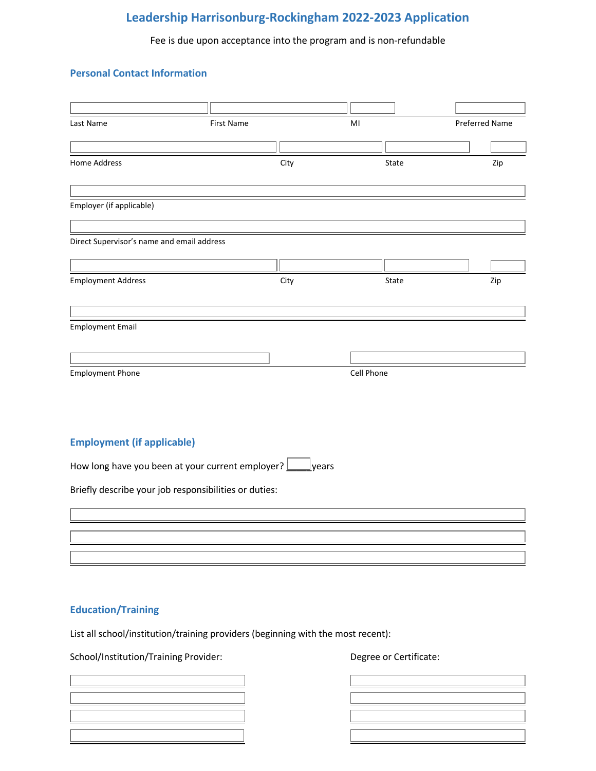# Leadership Harrisonburg-Rockingham 2022-2023 Application

Fee is due upon acceptance into the program and is non-refundable

## Personal Contact Information

Last Name First Name MI Preferred Name

Home Address City State Zip

Employer (if applicable)

Direct Supervisor's name and email address

Employment Address City State Zip

Employment Email

Employment Phone Cell Phone

## Employment (if applicable)

How long have you been at your current employer? \_\_\_\_\_ years

Briefly describe your job responsibilities or duties:

## Education/Training

List all school/institution/training providers (beginning with the most recent):

School/Institution/Training Provider: Degree or Certificate: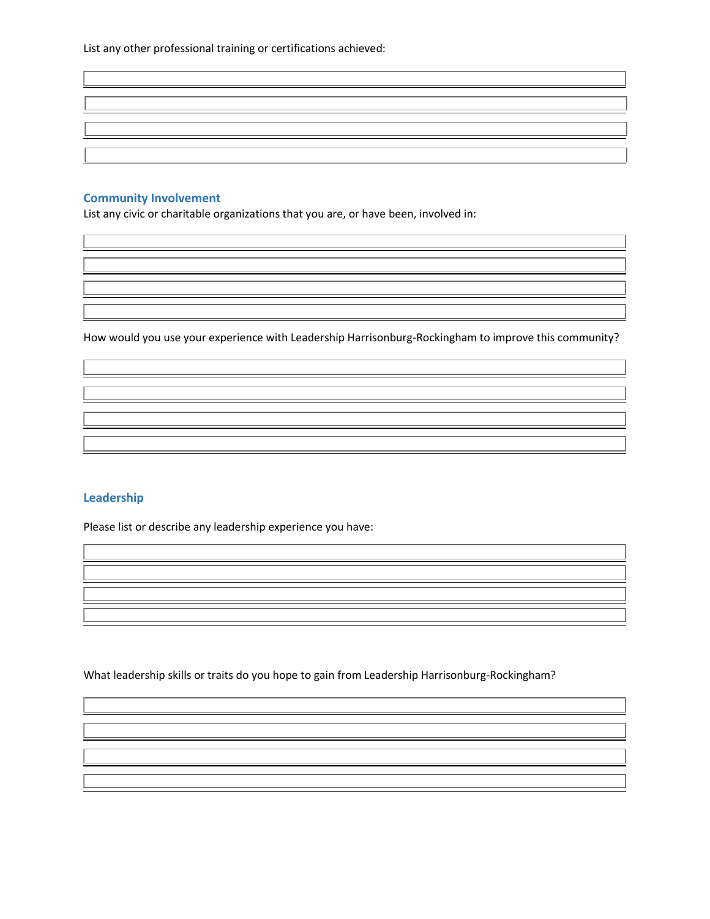List any other professional training or certifications achieved:

## Community Involvement

List any civic or charitable organizations that you are, or have been, involved in:

How would you use your experience with Leadership Harrisonburg-Rockingham to improve this community?

## Leadership

Please list or describe any leadership experience you have:

What leadership skills or traits do you hope to gain from Leadership Harrisonburg-Rockingham?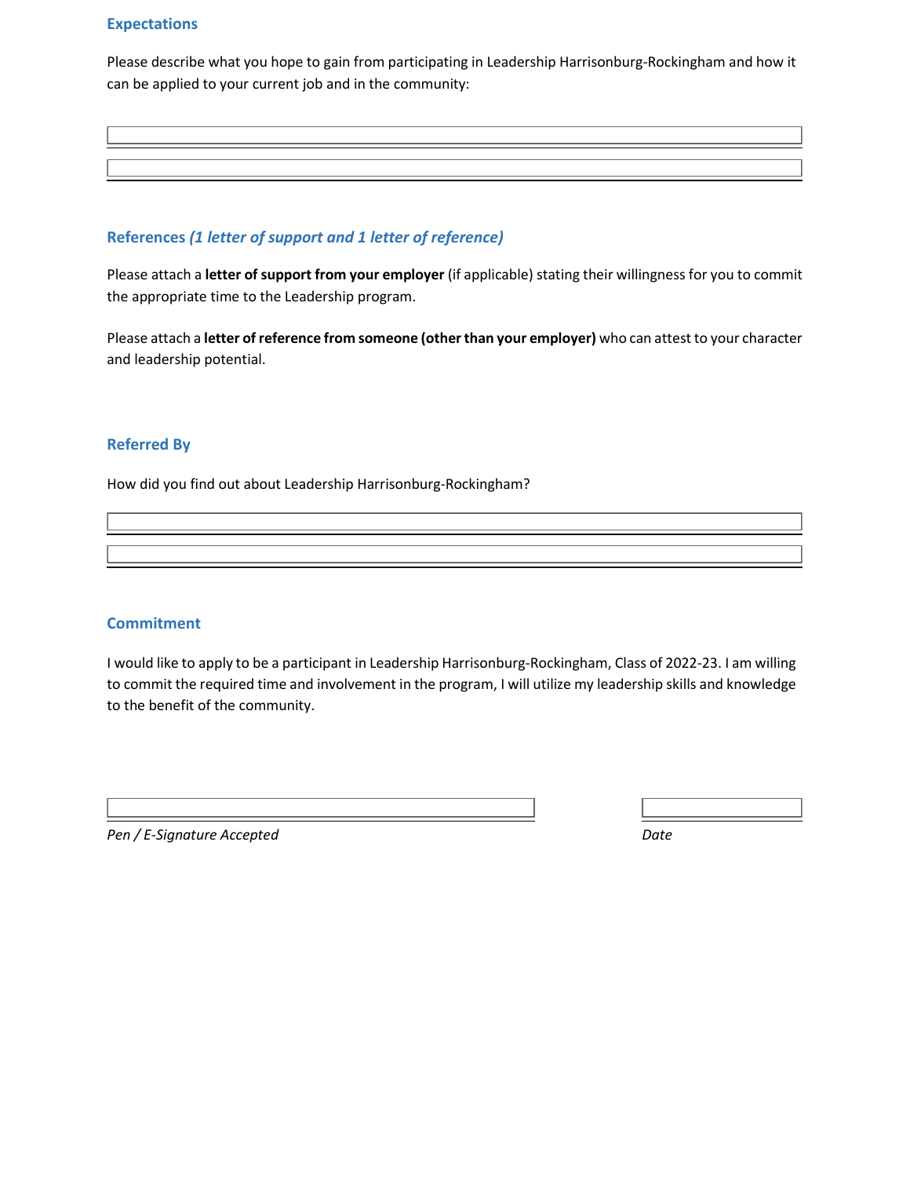## Expectations

Please describe what you hope to gain from participating in Leadership Harrisonburg-Rockingham and how it can be applied to your current job and in the community:

## References *(1 letter of support and 1 letter of reference)*

Please attach a **letter of support from your employer** (if applicable) stating their willingness for you to commit the appropriate time to the Leadership program.

Please attach a **letter of reference from someone (other than your employer)** who can attest to your character and leadership potential.

## Referred By

How did you find out about Leadership Harrisonburg-Rockingham?

## Commitment

I would like to apply to be a participant in Leadership Harrisonburg-Rockingham, Class of 2022-23. I am willing to commit the required time and involvement in the program, I will utilize my leadership skills and knowledge to the benefit of the community.

*Pen / E-Signature Accepted*

*Date*